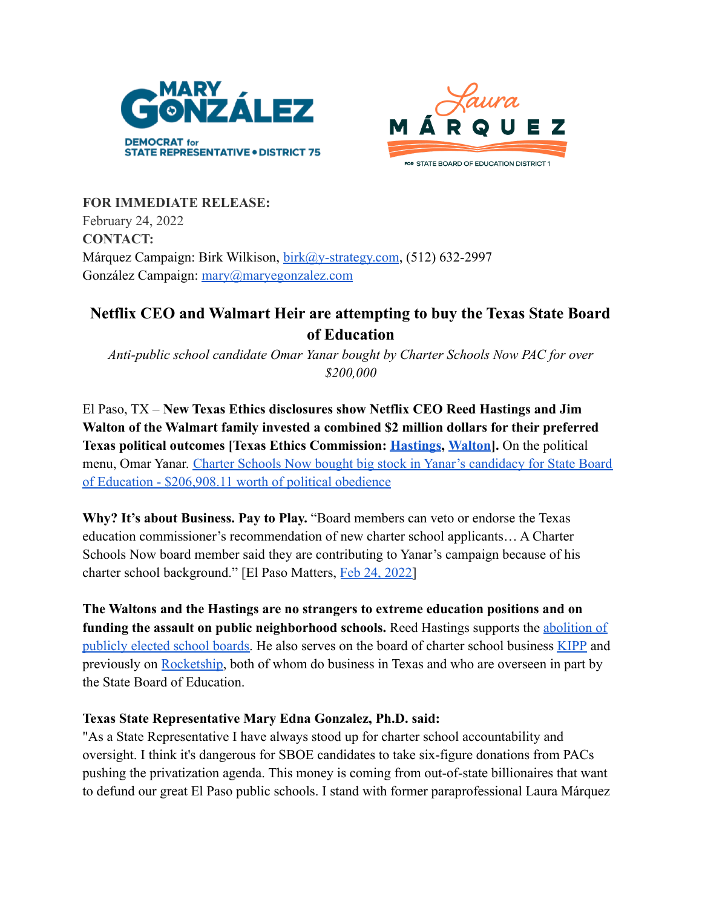MARY GONZÁLEZ
DEMOCRAT for STATE REPRESENTATIVE • DISTRICT 75

Laura MÁRQUEZ
FOR STATE BOARD OF EDUCATION DISTRICT 1

**FOR IMMEDIATE RELEASE:**
February 24, 2022
**CONTACT:**
Márquez Campaign: Birk Wilkison, birk@y-strategy.com, (512) 632-2997
González Campaign: mary@maryegonzalez.com

## Netflix CEO and Walmart Heir are attempting to buy the Texas State Board of Education

*Anti-public school candidate Omar Yanar bought by Charter Schools Now PAC for over $200,000*

El Paso, TX – **New Texas Ethics disclosures show Netflix CEO Reed Hastings and Jim Walton of the Walmart family invested a combined $2 million dollars for their preferred Texas political outcomes [Texas Ethics Commission: Hastings, Walton].** On the political menu, Omar Yanar. Charter Schools Now bought big stock in Yanar's candidacy for State Board of Education - $206,908.11 worth of political obedience

**Why? It's about Business. Pay to Play.** "Board members can veto or endorse the Texas education commissioner's recommendation of new charter school applicants… A Charter Schools Now board member said they are contributing to Yanar's campaign because of his charter school background." [El Paso Matters, Feb 24, 2022]

**The Waltons and the Hastings are no strangers to extreme education positions and on funding the assault on public neighborhood schools.** Reed Hastings supports the abolition of publicly elected school boards. He also serves on the board of charter school business KIPP and previously on Rocketship, both of whom do business in Texas and who are overseen in part by the State Board of Education.

**Texas State Representative Mary Edna Gonzalez, Ph.D. said:**
"As a State Representative I have always stood up for charter school accountability and oversight. I think it's dangerous for SBOE candidates to take six-figure donations from PACs pushing the privatization agenda. This money is coming from out-of-state billionaires that want to defund our great El Paso public schools. I stand with former paraprofessional Laura Márquez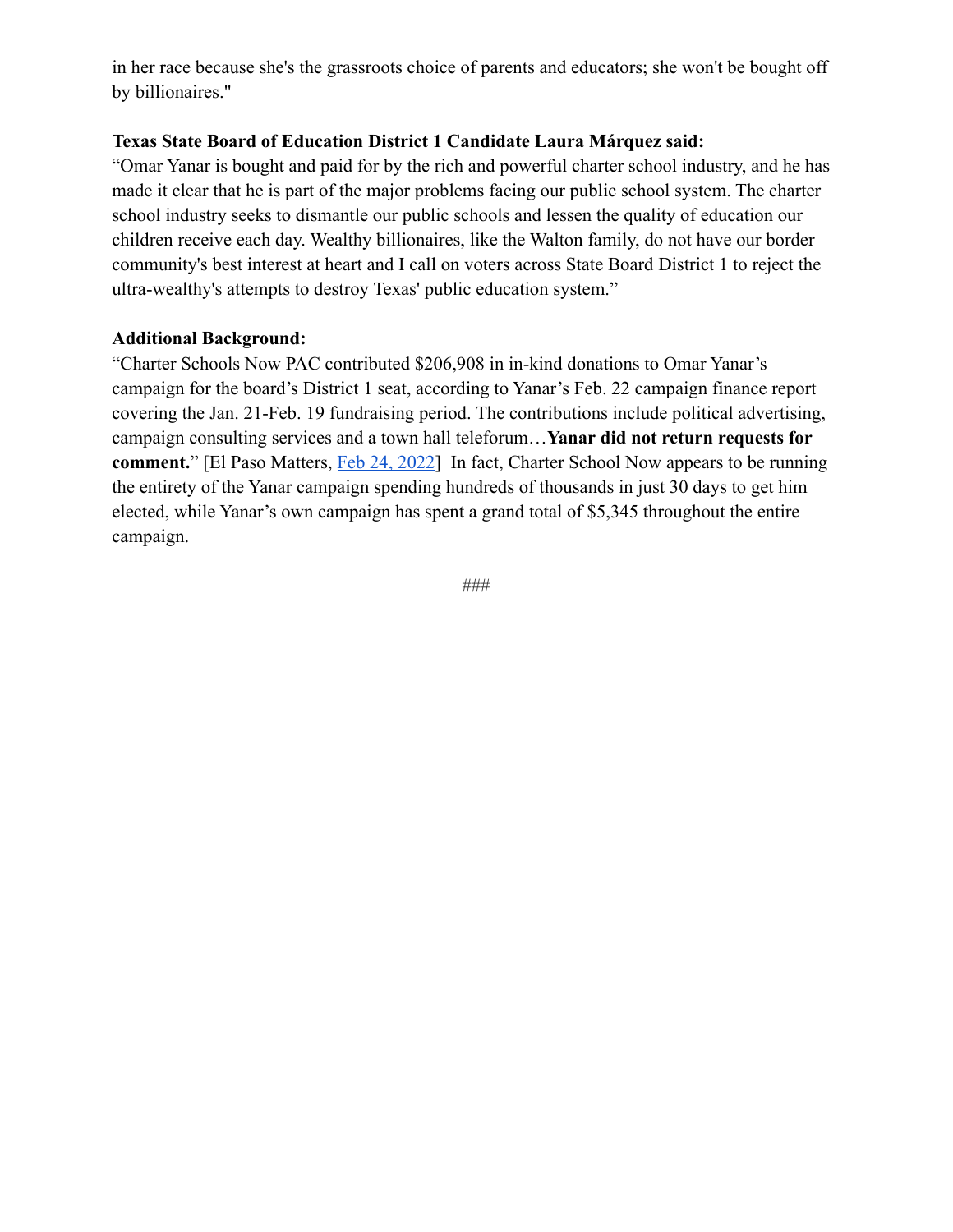in her race because she's the grassroots choice of parents and educators; she won't be bought off by billionaires."

**Texas State Board of Education District 1 Candidate Laura Márquez said:**
"Omar Yanar is bought and paid for by the rich and powerful charter school industry, and he has made it clear that he is part of the major problems facing our public school system. The charter school industry seeks to dismantle our public schools and lessen the quality of education our children receive each day. Wealthy billionaires, like the Walton family, do not have our border community's best interest at heart and I call on voters across State Board District 1 to reject the ultra-wealthy's attempts to destroy Texas' public education system."

**Additional Background:**
"Charter Schools Now PAC contributed $206,908 in in-kind donations to Omar Yanar's campaign for the board's District 1 seat, according to Yanar's Feb. 22 campaign finance report covering the Jan. 21-Feb. 19 fundraising period. The contributions include political advertising, campaign consulting services and a town hall teleforum…**Yanar did not return requests for comment.**" [El Paso Matters, Feb 24, 2022] In fact, Charter School Now appears to be running the entirety of the Yanar campaign spending hundreds of thousands in just 30 days to get him elected, while Yanar's own campaign has spent a grand total of $5,345 throughout the entire campaign.

###